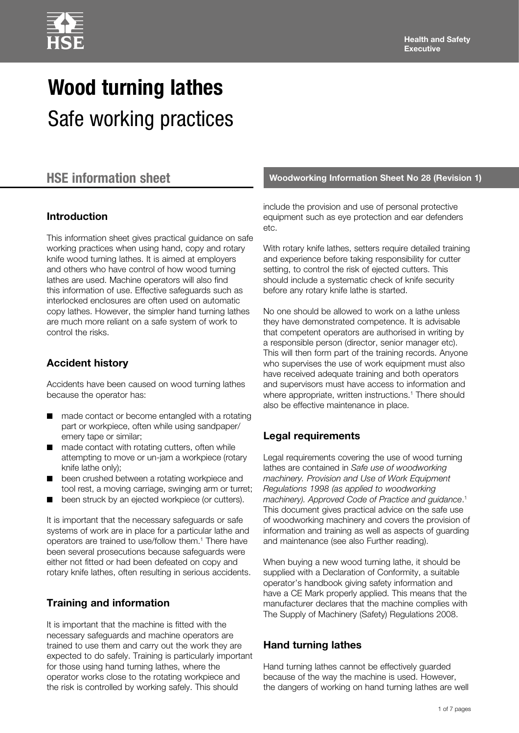# Wood turning lathes

Safe working practices

## HSE information sheet

**Woodworking Information Sheet No 28 (Revision 1)**

### Introduction

This information sheet gives practical guidance on safe working practices when using hand, copy and rotary knife wood turning lathes. It is aimed at employers and others who have control of how wood turning lathes are used. Machine operators will also find this information of use. Effective safeguards such as interlocked enclosures are often used on automatic copy lathes. However, the simpler hand turning lathes are much more reliant on a safe system of work to control the risks.

### Accident history

Accidents have been caused on wood turning lathes because the operator has:

- made contact or become entangled with a rotating part or workpiece, often while using sandpaper/emery tape or similar;
- made contact with rotating cutters, often while attempting to move or un-jam a workpiece (rotary knife lathe only);
- been crushed between a rotating workpiece and tool rest, a moving carriage, swinging arm or turret;
- been struck by an ejected workpiece (or cutters).

It is important that the necessary safeguards or safe systems of work are in place for a particular lathe and operators are trained to use/follow them.[1] There have been several prosecutions because safeguards were either not fitted or had been defeated on copy and rotary knife lathes, often resulting in serious accidents.

### Training and information

It is important that the machine is fitted with the necessary safeguards and machine operators are trained to use them and carry out the work they are expected to do safely. Training is particularly important for those using hand turning lathes, where the operator works close to the rotating workpiece and the risk is controlled by working safely. This should include the provision and use of personal protective equipment such as eye protection and ear defenders etc.

With rotary knife lathes, setters require detailed training and experience before taking responsibility for cutter setting, to control the risk of ejected cutters. This should include a systematic check of knife security before any rotary knife lathe is started.

No one should be allowed to work on a lathe unless they have demonstrated competence. It is advisable that competent operators are authorised in writing by a responsible person (director, senior manager etc). This will then form part of the training records. Anyone who supervises the use of work equipment must also have received adequate training and both operators and supervisors must have access to information and where appropriate, written instructions.[1] There should also be effective maintenance in place.

### Legal requirements

Legal requirements covering the use of wood turning lathes are contained in *Safe use of woodworking machinery. Provision and Use of Work Equipment Regulations 1998 (as applied to woodworking machinery). Approved Code of Practice and guidance*.[1] This document gives practical advice on the safe use of woodworking machinery and covers the provision of information and training as well as aspects of guarding and maintenance (see also Further reading).

When buying a new wood turning lathe, it should be supplied with a Declaration of Conformity, a suitable operator's handbook giving safety information and have a CE Mark properly applied. This means that the manufacturer declares that the machine complies with The Supply of Machinery (Safety) Regulations 2008.

### Hand turning lathes

Hand turning lathes cannot be effectively guarded because of the way the machine is used. However, the dangers of working on hand turning lathes are well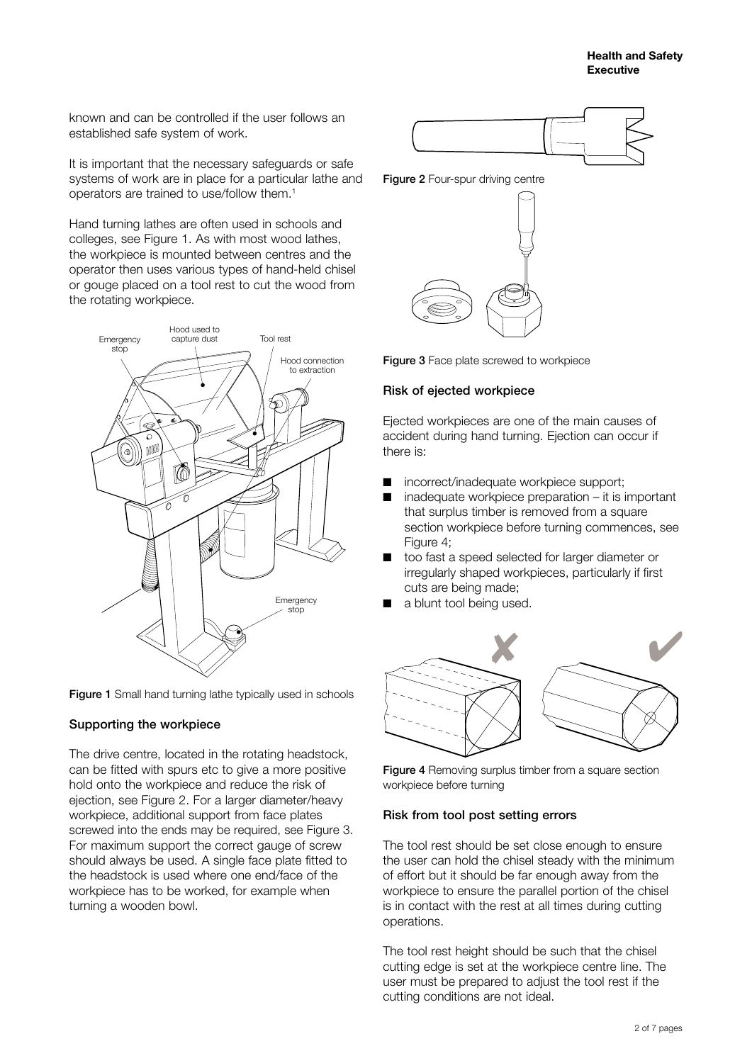known and can be controlled if the user follows an established safe system of work.

It is important that the necessary safeguards or safe systems of work are in place for a particular lathe and operators are trained to use/follow them.[1]

Hand turning lathes are often used in schools and colleges, see Figure 1. As with most wood lathes, the workpiece is mounted between centres and the operator then uses various types of hand-held chisel or gouge placed on a tool rest to cut the wood from the rotating workpiece.

**Figure 1** Small hand turning lathe typically used in schools

### Supporting the workpiece

The drive centre, located in the rotating headstock, can be fitted with spurs etc to give a more positive hold onto the workpiece and reduce the risk of ejection, see Figure 2. For a larger diameter/heavy workpiece, additional support from face plates screwed into the ends may be required, see Figure 3. For maximum support the correct gauge of screw should always be used. A single face plate fitted to the headstock is used where one end/face of the workpiece has to be worked, for example when turning a wooden bowl.

**Figure 2** Four-spur driving centre

**Figure 3** Face plate screwed to workpiece

### Risk of ejected workpiece

Ejected workpieces are one of the main causes of accident during hand turning. Ejection can occur if there is:

- incorrect/inadequate workpiece support;
- inadequate workpiece preparation – it is important that surplus timber is removed from a square section workpiece before turning commences, see Figure 4;
- too fast a speed selected for larger diameter or irregularly shaped workpieces, particularly if first cuts are being made;
- a blunt tool being used.

**Figure 4** Removing surplus timber from a square section workpiece before turning

### Risk from tool post setting errors

The tool rest should be set close enough to ensure the user can hold the chisel steady with the minimum of effort but it should be far enough away from the workpiece to ensure the parallel portion of the chisel is in contact with the rest at all times during cutting operations.

The tool rest height should be such that the chisel cutting edge is set at the workpiece centre line. The user must be prepared to adjust the tool rest if the cutting conditions are not ideal.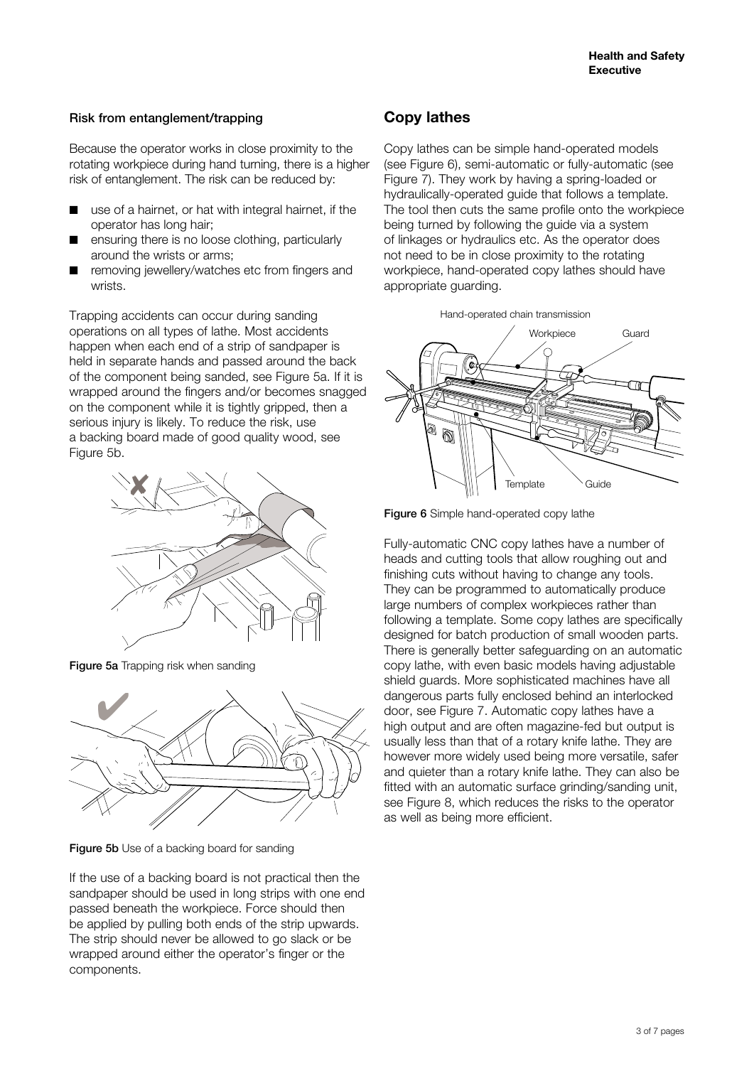### Risk from entanglement/trapping

Because the operator works in close proximity to the rotating workpiece during hand turning, there is a higher risk of entanglement. The risk can be reduced by:

- use of a hairnet, or hat with integral hairnet, if the operator has long hair;
- ensuring there is no loose clothing, particularly around the wrists or arms;
- removing jewellery/watches etc from fingers and wrists.

Trapping accidents can occur during sanding operations on all types of lathe. Most accidents happen when each end of a strip of sandpaper is held in separate hands and passed around the back of the component being sanded, see Figure 5a. If it is wrapped around the fingers and/or becomes snagged on the component while it is tightly gripped, then a serious injury is likely. To reduce the risk, use a backing board made of good quality wood, see Figure 5b.

**Figure 5a** Trapping risk when sanding

**Figure 5b** Use of a backing board for sanding

If the use of a backing board is not practical then the sandpaper should be used in long strips with one end passed beneath the workpiece. Force should then be applied by pulling both ends of the strip upwards. The strip should never be allowed to go slack or be wrapped around either the operator's finger or the components.

## Copy lathes

Copy lathes can be simple hand-operated models (see Figure 6), semi-automatic or fully-automatic (see Figure 7). They work by having a spring-loaded or hydraulically-operated guide that follows a template. The tool then cuts the same profile onto the workpiece being turned by following the guide via a system of linkages or hydraulics etc. As the operator does not need to be in close proximity to the rotating workpiece, hand-operated copy lathes should have appropriate guarding.

**Figure 6** Simple hand-operated copy lathe

Fully-automatic CNC copy lathes have a number of heads and cutting tools that allow roughing out and finishing cuts without having to change any tools. They can be programmed to automatically produce large numbers of complex workpieces rather than following a template. Some copy lathes are specifically designed for batch production of small wooden parts. There is generally better safeguarding on an automatic copy lathe, with even basic models having adjustable shield guards. More sophisticated machines have all dangerous parts fully enclosed behind an interlocked door, see Figure 7. Automatic copy lathes have a high output and are often magazine-fed but output is usually less than that of a rotary knife lathe. They are however more widely used being more versatile, safer and quieter than a rotary knife lathe. They can also be fitted with an automatic surface grinding/sanding unit, see Figure 8, which reduces the risks to the operator as well as being more efficient.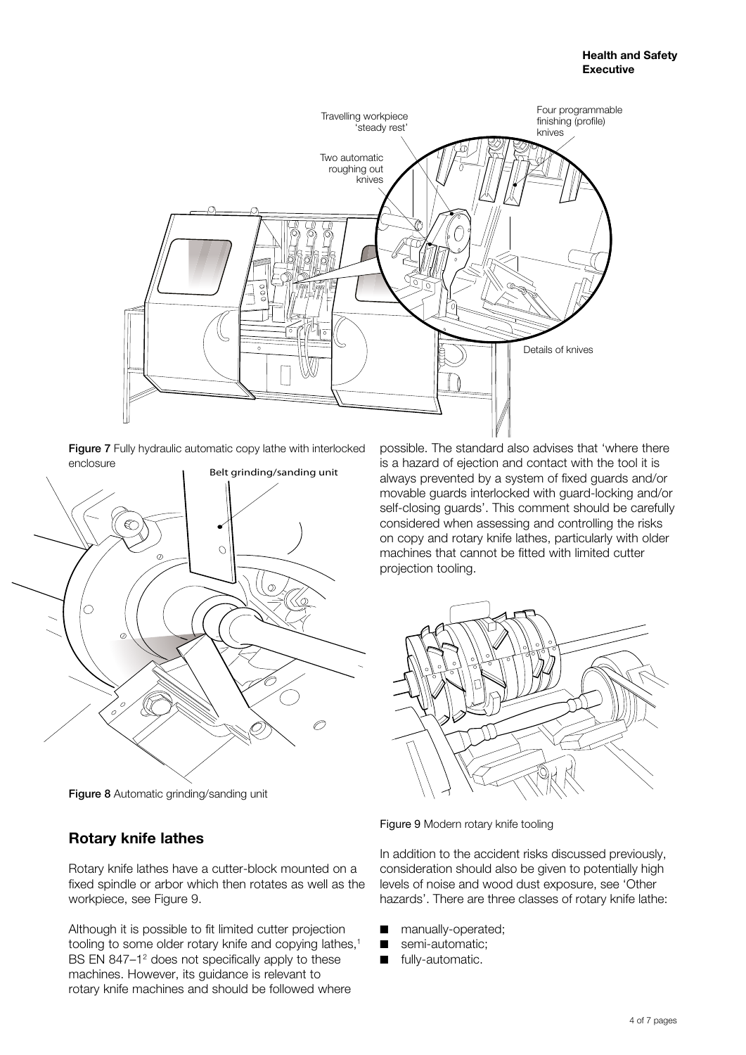Figure 7 Fully hydraulic automatic copy lathe with interlocked enclosure

Figure 8 Automatic grinding/sanding unit

possible. The standard also advises that 'where there is a hazard of ejection and contact with the tool it is always prevented by a system of fixed guards and/or movable guards interlocked with guard-locking and/or self-closing guards'. This comment should be carefully considered when assessing and controlling the risks on copy and rotary knife lathes, particularly with older machines that cannot be fitted with limited cutter projection tooling.

Figure 9 Modern rotary knife tooling

## Rotary knife lathes

Rotary knife lathes have a cutter-block mounted on a fixed spindle or arbor which then rotates as well as the workpiece, see Figure 9.

Although it is possible to fit limited cutter projection tooling to some older rotary knife and copying lathes,[1] BS EN 847–1[2] does not specifically apply to these machines. However, its guidance is relevant to rotary knife machines and should be followed where possible.

In addition to the accident risks discussed previously, consideration should also be given to potentially high levels of noise and wood dust exposure, see 'Other hazards'. There are three classes of rotary knife lathe:

- manually-operated;
- semi-automatic;
- fully-automatic.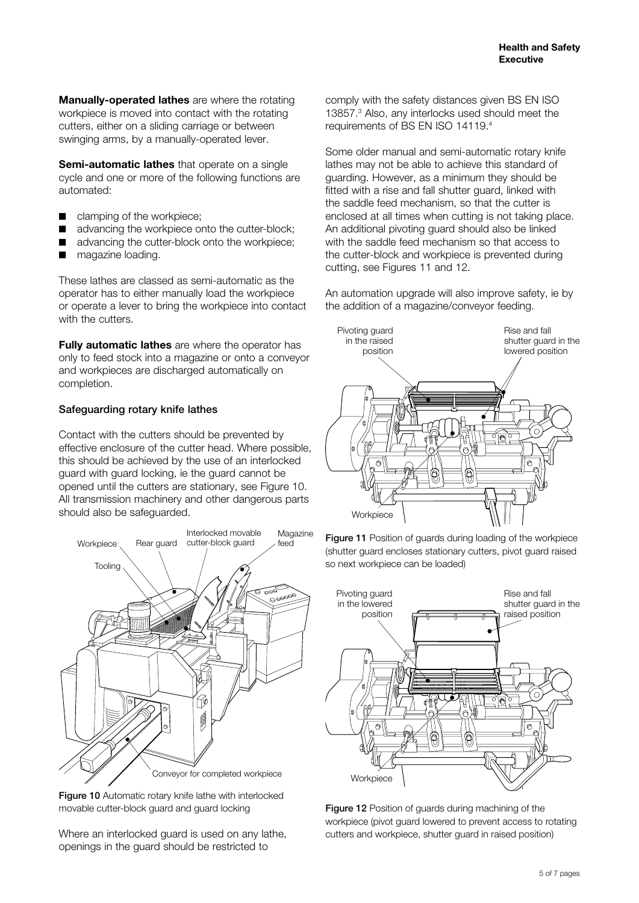**Manually-operated lathes** are where the rotating workpiece is moved into contact with the rotating cutters, either on a sliding carriage or between swinging arms, by a manually-operated lever.

**Semi-automatic lathes** that operate on a single cycle and one or more of the following functions are automated:

- clamping of the workpiece;
- advancing the workpiece onto the cutter-block;
- advancing the cutter-block onto the workpiece;
- magazine loading.

These lathes are classed as semi-automatic as the operator has to either manually load the workpiece or operate a lever to bring the workpiece into contact with the cutters.

**Fully automatic lathes** are where the operator has only to feed stock into a magazine or onto a conveyor and workpieces are discharged automatically on completion.

### Safeguarding rotary knife lathes

Contact with the cutters should be prevented by effective enclosure of the cutter head. Where possible, this should be achieved by the use of an interlocked guard with guard locking, ie the guard cannot be opened until the cutters are stationary, see Figure 10. All transmission machinery and other dangerous parts should also be safeguarded.

Figure 10 Automatic rotary knife lathe with interlocked movable cutter-block guard and guard locking

Where an interlocked guard is used on any lathe, openings in the guard should be restricted to comply with the safety distances given BS EN ISO 13857.[3] Also, any interlocks used should meet the requirements of BS EN ISO 14119.[4]

Some older manual and semi-automatic rotary knife lathes may not be able to achieve this standard of guarding. However, as a minimum they should be fitted with a rise and fall shutter guard, linked with the saddle feed mechanism, so that the cutter is enclosed at all times when cutting is not taking place. An additional pivoting guard should also be linked with the saddle feed mechanism so that access to the cutter-block and workpiece is prevented during cutting, see Figures 11 and 12.

An automation upgrade will also improve safety, ie by the addition of a magazine/conveyor feeding.

Figure 11 Position of guards during loading of the workpiece (shutter guard encloses stationary cutters, pivot guard raised so next workpiece can be loaded)

Figure 12 Position of guards during machining of the workpiece (pivot guard lowered to prevent access to rotating cutters and workpiece, shutter guard in raised position)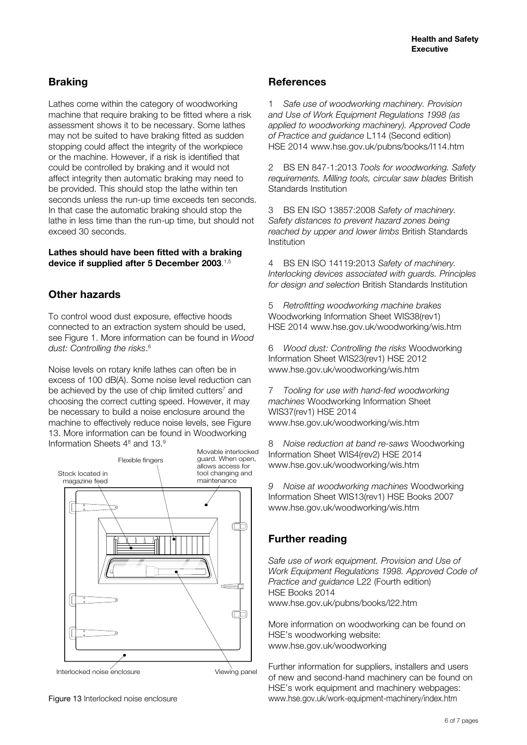## Braking

Lathes come within the category of woodworking machine that require braking to be fitted where a risk assessment shows it to be necessary. Some lathes may not be suited to have braking fitted as sudden stopping could affect the integrity of the workpiece or the machine. However, if a risk is identified that could be controlled by braking and it would not affect integrity then automatic braking may need to be provided. This should stop the lathe within ten seconds unless the run-up time exceeds ten seconds. In that case the automatic braking should stop the lathe in less time than the run-up time, but should not exceed 30 seconds.

**Lathes should have been fitted with a braking device if supplied after 5 December 2003**.[1,5]

## Other hazards

To control wood dust exposure, effective hoods connected to an extraction system should be used, see Figure 1. More information can be found in *Wood dust: Controlling the risks*.[6]

Noise levels on rotary knife lathes can often be in excess of 100 dB(A). Some noise level reduction can be achieved by the use of chip limited cutters[7] and choosing the correct cutting speed. However, it may be necessary to build a noise enclosure around the machine to effectively reduce noise levels, see Figure 13. More information can be found in Woodworking Information Sheets 4[8] and 13.[9]

Figure 13 Interlocked noise enclosure

## References

1 *Safe use of woodworking machinery. Provision and Use of Work Equipment Regulations 1998 (as applied to woodworking machinery). Approved Code of Practice and guidance* L114 (Second edition) HSE 2014 www.hse.gov.uk/pubns/books/l114.htm

2 BS EN 847-1:2013 *Tools for woodworking. Safety requirements. Milling tools, circular saw blades* British Standards Institution

3 BS EN ISO 13857:2008 *Safety of machinery. Safety distances to prevent hazard zones being reached by upper and lower limbs* British Standards Institution

4 BS EN ISO 14119:2013 *Safety of machinery. Interlocking devices associated with guards. Principles for design and selection* British Standards Institution

5 *Retrofitting woodworking machine brakes* Woodworking Information Sheet WIS38(rev1) HSE 2014 www.hse.gov.uk/woodworking/wis.htm

6 *Wood dust: Controlling the risks* Woodworking Information Sheet WIS23(rev1) HSE 2012 www.hse.gov.uk/woodworking/wis.htm

7 *Tooling for use with hand-fed woodworking machines* Woodworking Information Sheet WIS37(rev1) HSE 2014 www.hse.gov.uk/woodworking/wis.htm

8 *Noise reduction at band re-saws* Woodworking Information Sheet WIS4(rev2) HSE 2014 www.hse.gov.uk/woodworking/wis.htm

9 *Noise at woodworking machines* Woodworking Information Sheet WIS13(rev1) HSE Books 2007 www.hse.gov.uk/woodworking/wis.htm

## Further reading

*Safe use of work equipment. Provision and Use of Work Equipment Regulations 1998. Approved Code of Practice and guidance* L22 (Fourth edition) HSE Books 2014 www.hse.gov.uk/pubns/books/l22.htm

More information on woodworking can be found on HSE's woodworking website: www.hse.gov.uk/woodworking

Further information for suppliers, installers and users of new and second-hand machinery can be found on HSE's work equipment and machinery webpages: www.hse.gov.uk/work-equipment-machinery/index.htm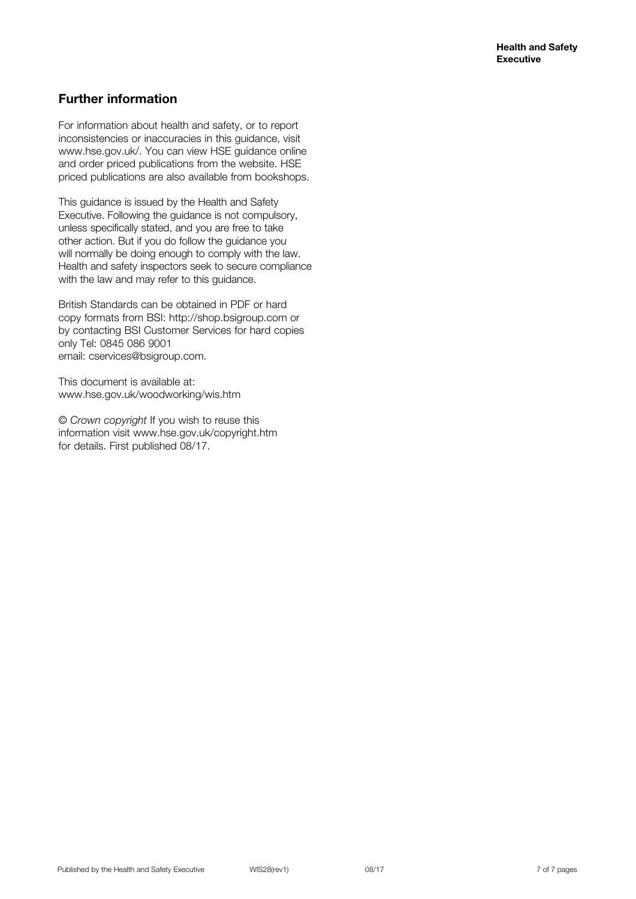## Further information

For information about health and safety, or to report inconsistencies or inaccuracies in this guidance, visit www.hse.gov.uk/. You can view HSE guidance online and order priced publications from the website. HSE priced publications are also available from bookshops.

This guidance is issued by the Health and Safety Executive. Following the guidance is not compulsory, unless specifically stated, and you are free to take other action. But if you do follow the guidance you will normally be doing enough to comply with the law. Health and safety inspectors seek to secure compliance with the law and may refer to this guidance.

British Standards can be obtained in PDF or hard copy formats from BSI: http://shop.bsigroup.com or by contacting BSI Customer Services for hard copies only Tel: 0845 086 9001
email: cservices@bsigroup.com.

This document is available at:
www.hse.gov.uk/woodworking/wis.htm

© *Crown copyright* If you wish to reuse this information visit www.hse.gov.uk/copyright.htm for details. First published 08/17.

Published by the Health and Safety Executive WIS28(rev1) 08/17